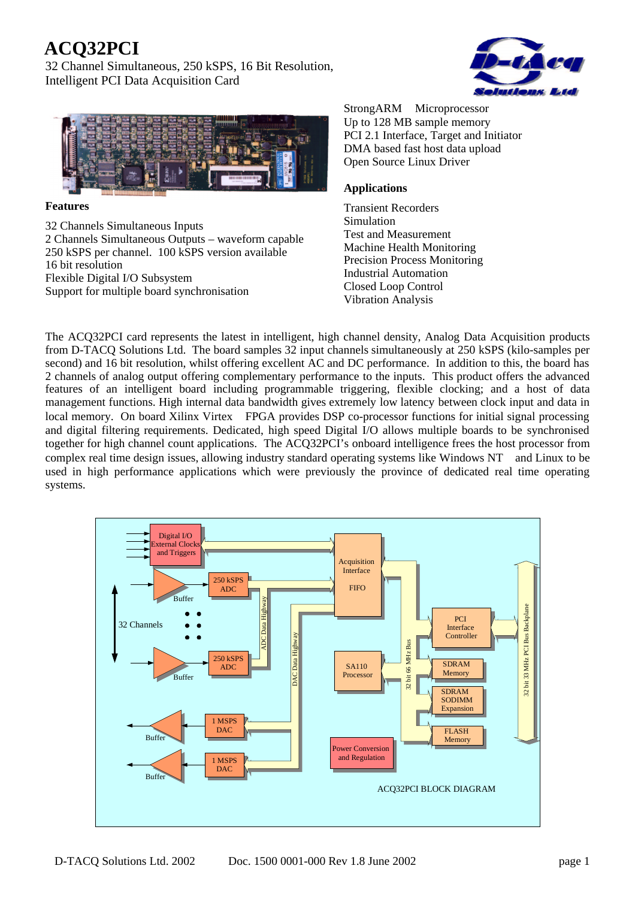# ACQ32PCI

32 Channel Simultaneous, 250 kSPS, 16 Bit Resolution,
Intelligent PCI Data Acquisition Card

StrongARM Microprocessor
Up to 128 MB sample memory
PCI 2.1 Interface, Target and Initiator
DMA based fast host data upload
Open Source Linux Driver

**Features**

32 Channels Simultaneous Inputs
2 Channels Simultaneous Outputs – waveform capable
250 kSPS per channel. 100 kSPS version available
16 bit resolution
Flexible Digital I/O Subsystem
Support for multiple board synchronisation

**Applications**

Transient Recorders
Simulation
Test and Measurement
Machine Health Monitoring
Precision Process Monitoring
Industrial Automation
Closed Loop Control
Vibration Analysis

The ACQ32PCI card represents the latest in intelligent, high channel density, Analog Data Acquisition products from D-TACQ Solutions Ltd. The board samples 32 input channels simultaneously at 250 kSPS (kilo-samples per second) and 16 bit resolution, whilst offering excellent AC and DC performance. In addition to this, the board has 2 channels of analog output offering complementary performance to the inputs. This product offers the advanced features of an intelligent board including programmable triggering, flexible clocking; and a host of data management functions. High internal data bandwidth gives extremely low latency between clock input and data in local memory. On board Xilinx Virtex FPGA provides DSP co-processor functions for initial signal processing and digital filtering requirements. Dedicated, high speed Digital I/O allows multiple boards to be synchronised together for high channel count applications. The ACQ32PCI's onboard intelligence frees the host processor from complex real time design issues, allowing industry standard operating systems like Windows NT and Linux to be used in high performance applications which were previously the province of dedicated real time operating systems.

ACQ32PCI BLOCK DIAGRAM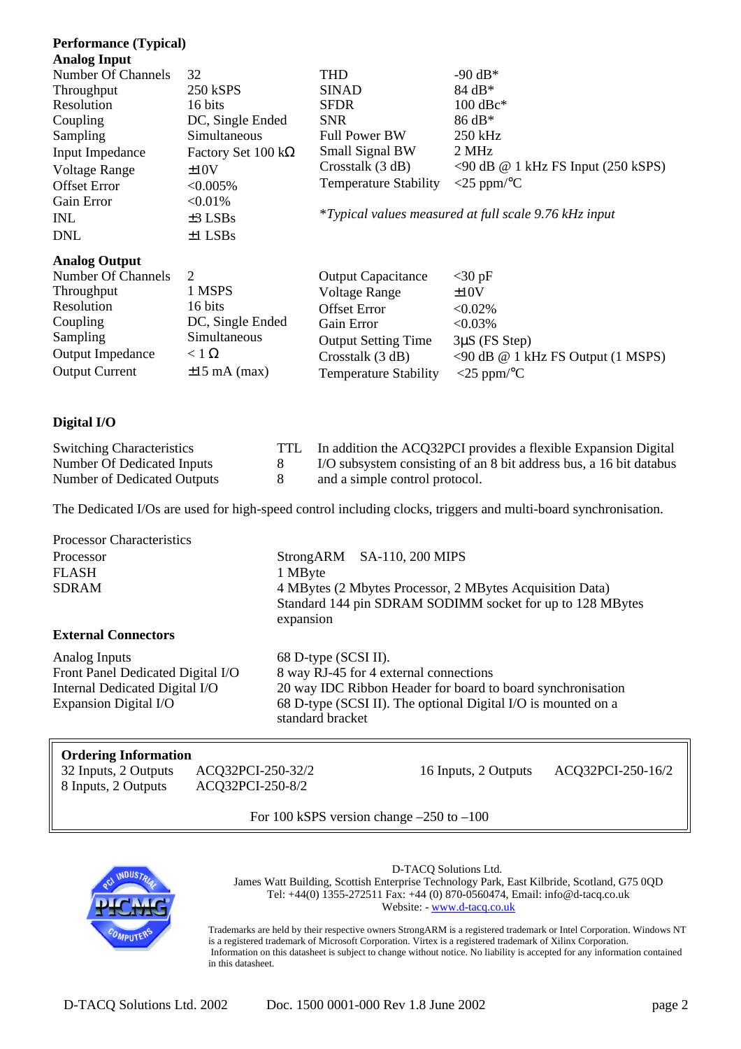**Performance (Typical)**

**Analog Input**

| | | | |
|---|---|---|---|
| Number Of Channels | 32 | THD | -90 dB* |
| Throughput | 250 kSPS | SINAD | 84 dB* |
| Resolution | 16 bits | SFDR | 100 dBc* |
| Coupling | DC, Single Ended | SNR | 86 dB* |
| Sampling | Simultaneous | Full Power BW | 250 kHz |
| Input Impedance | Factory Set 100 kΩ | Small Signal BW | 2 MHz |
| Voltage Range | ±10V | Crosstalk (3 dB) | <90 dB @ 1 kHz FS Input (250 kSPS) |
| Offset Error | <0.005% | Temperature Stability | <25 ppm/°C |
| Gain Error | <0.01% | | |
| INL | ±3 LSBs | | |
| DNL | ±1 LSBs | | |

**Analog Output*

*Typical values measured at full scale 9.76 kHz input*

**Analog Output**

| | | | |
|---|---|---|---|
| Number Of Channels | 2 | Output Capacitance | <30 pF |
| Throughput | 1 MSPS | Voltage Range | ±10V |
| Resolution | 16 bits | Offset Error | <0.02% |
| Coupling | DC, Single Ended | Gain Error | <0.03% |
| Sampling | Simultaneous | Output Setting Time | 3µS (FS Step) |
| Output Impedance | < 1 Ω | Crosstalk (3 dB) | <90 dB @ 1 kHz FS Output (1 MSPS) |
| Output Current | ±15 mA (max) | Temperature Stability | <25 ppm/°C |

**Digital I/O**

| | |
|---|---|
| Switching Characteristics | TTL |
| Number Of Dedicated Inputs | 8 |
| Number of Dedicated Outputs | 8 |

In addition the ACQ32PCI provides a flexible Expansion Digital I/O subsystem consisting of an 8 bit address bus, a 16 bit databus and a simple control protocol.

The Dedicated I/Os are used for high-speed control including clocks, triggers and multi-board synchronisation.

Processor Characteristics

| | |
|---|---|
| Processor | StrongARM SA-110, 200 MIPS |
| FLASH | 1 MByte |
| SDRAM | 4 MBytes (2 Mbytes Processor, 2 MBytes Acquisition Data)<br>Standard 144 pin SDRAM SODIMM socket for up to 128 MBytes expansion |

**External Connectors**

| | |
|---|---|
| Analog Inputs | 68 D-type (SCSI II). |
| Front Panel Dedicated Digital I/O | 8 way RJ-45 for 4 external connections |
| Internal Dedicated Digital I/O | 20 way IDC Ribbon Header for board synchronisation |
| Expansion Digital I/O | 68 D-type (SCSI II). The optional Digital I/O is mounted on a standard bracket |

**Ordering Information**

| | | | |
|---|---|---|---|
| 32 Inputs, 2 Outputs | ACQ32PCI-250-32/2 | 16 Inputs, 2 Outputs | ACQ32PCI-250-16/2 |
| 8 Inputs, 2 Outputs | ACQ32PCI-250-8/2 | | |

For 100 kSPS version change –250 to –100

D-TACQ Solutions Ltd.
James Watt Building, Scottish Enterprise Technology Park, East Kilbride, Scotland, G75 0QD
Tel: +44(0) 1355-272511 Fax: +44 (0) 870-0560474, Email: info@d-tacq.co.uk
Website: - www.d-tacq.co.uk

Trademarks are held by their respective owners StrongARM is a registered trademark or Intel Corporation. Windows NT is a registered trademark of Microsoft Corporation. Virtex is a registered trademark of Xilinx Corporation.
Information on this datasheet is subject to change without notice. No liability is accepted for any information contained in this datasheet.

D-TACQ Solutions Ltd. 2002 Doc. 1500 0001-000 Rev 1.8 June 2002

**Performance (Typical)**

**Analog Input**

| | | | |
|---|---|---|---|
| Number Of Channels | 32 | THD | -90 dB* |
| Throughput | 250 kSPS | SINAD | 84 dB* |
| Resolution | 16 bits | SFDR | 100 dBc* |
| Coupling | DC, Single Ended | SNR | 86 dB* |
| Sampling | Simultaneous | Full Power BW | 250 kHz |
| Input Impedance | Factory Set 100 kΩ | Small Signal BW | 2 MHz |
| Voltage Range | ±10V | Crosstalk (3 dB) | <90 dB @ 1 kHz FS Input (250 kSPS) |
| Offset Error | <0.005% | Temperature Stability | <25 ppm/°C |
| Gain Error | <0.01% | | |
| INL | ±3 LSBs | | |
| DNL | ±1 LSBs | | |

*Typical values measured at full scale 9.76 kHz input*

**Analog Output**

| | | | |
|---|---|---|---|
| Number Of Channels | 2 | Output Capacitance | <30 pF |
| Throughput | 1 MSPS | Voltage Range | ±10V |
| Resolution | 16 bits | Offset Error | <0.02% |
| Coupling | DC, Single Ended | Gain Error | <0.03% |
| Sampling | Simultaneous | Output Setting Time | 3µS (FS Step) |
| Output Impedance | < 1 Ω | Crosstalk (3 dB) | <90 dB @ 1 kHz FS Output (1 MSPS) |
| Output Current | ±15 mA (max) | Temperature Stability | <25 ppm/°C |

**Digital I/O**

| | |
|---|---|
| Switching Characteristics | TTL |
| Number Of Dedicated Inputs | 8 |
| Number of Dedicated Outputs | 8 |

In addition the ACQ32PCI provides a flexible Expansion Digital I/O subsystem consisting of an 8 bit address bus, a 16 bit databus and a simple control protocol.

The Dedicated I/Os are used for high-speed control including clocks, triggers and multi-board synchronisation.

Processor Characteristics

| | |
|---|---|
| Processor | StrongARM SA-110, 200 MIPS |
| FLASH | 1 MByte |
| SDRAM | 4 MBytes (2 Mbytes Processor, 2 MBytes Acquisition Data)<br>Standard 144 pin SDRAM SODIMM socket for up to 128 MBytes expansion |

**External Connectors**

| | |
|---|---|
| Analog Inputs | 68 D-type (SCSI II). |
| Front Panel Dedicated Digital I/O | 8 way RJ-45 for 4 external connections |
| Internal Dedicated Digital I/O | 20 way IDC Ribbon Header for board synchronisation |
| Expansion Digital I/O | 68 D-type (SCSI II). The optional Digital I/O is mounted on a standard bracket |

**Ordering Information**

| | | | |
|---|---|---|---|
| 32 Inputs, 2 Outputs | ACQ32PCI-250-32/2 | 16 Inputs, 2 Outputs | ACQ32PCI-250-16/2 |
| 8 Inputs, 2 Outputs | ACQ32PCI-250-8/2 | | |

For 100 kSPS version change –250 to –100

D-TACQ Solutions Ltd.
James Watt Building, Scottish Enterprise Technology Park, East Kilbride, Scotland, G75 0QD
Tel: +44(0) 1355-272511 Fax: +44 (0) 870-0560474, Email: info@d-tacq.co.uk
Website: - www.d-tacq.co.uk

Trademarks are held by their respective owners StrongARM is a registered trademark or Intel Corporation. Windows NT is a registered trademark of Microsoft Corporation. Virtex is a registered trademark of Xilinx Corporation.
Information on this datasheet is subject to change without notice. No liability is accepted for any information contained in this datasheet.

D-TACQ Solutions Ltd. 2002 Doc. 1500 0001-000 Rev 1.8 June 2002